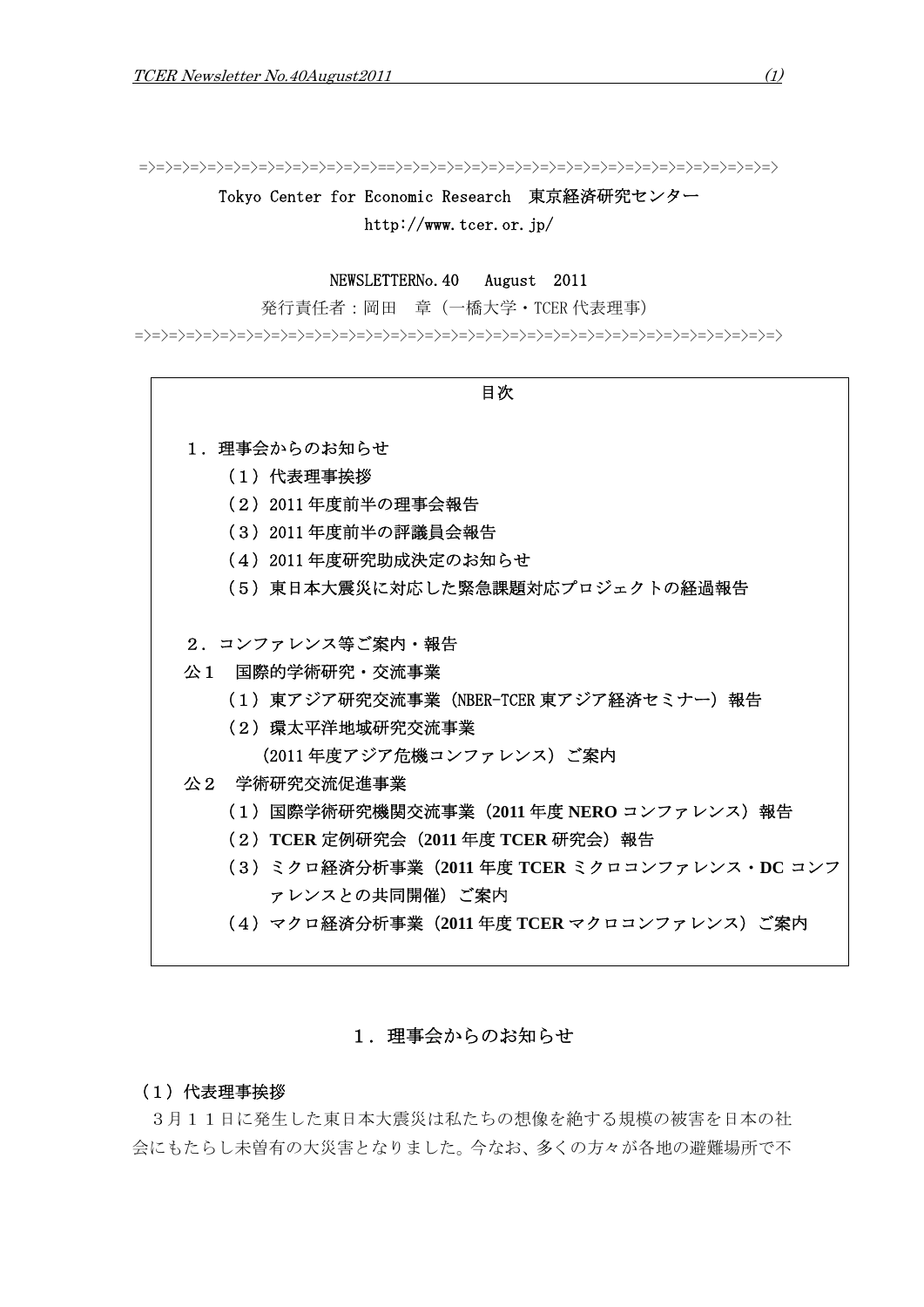=>=>=>=>=>=>=>=>=>=>=>=>=>=>=>==>=>=>=>=>=>=>=>=>=>=>=>=>=>=>=>=>=>=>=>=>=>=>=>

Tokyo Center for Economic Research　東京経済研究センター

http://www.tcer.or.jp/

NEWSLETTERNo.40　 August　2011

発行責任者：岡田　章（一橋大学・TCER 代表理事）

=>=>=>=>=>=>=>=>=>=>=>=>=>=>=>=>=>=>=>=>=>=>=>=>=>=>=>=>=>=>=>=>=>=>=>=>=>=>=>=>

目次

１．理事会からのお知らせ
- （１）代表理事挨拶
- （２）2011 年度前半の理事会報告
- （３）2011 年度前半の評議員会報告
- （４）2011 年度研究助成決定のお知らせ
- （５）東日本大震災に対応した緊急課題対応プロジェクトの経過報告

２．コンファレンス等ご案内・報告

公１　国際的学術研究・交流事業
- （１）東アジア研究交流事業（NBER-TCER 東アジア経済セミナー）報告
- （２）環太平洋地域研究交流事業（2011 年度アジア危機コンファレンス）ご案内

公２　学術研究交流促進事業
- （１）国際学術研究機関交流事業（**2011** 年度 **NERO** コンファレンス）報告
- （２）**TCER** 定例研究会（**2011** 年度 **TCER** 研究会）報告
- （３）ミクロ経済分析事業（**2011** 年度 **TCER** ミクロコンファレンス・**DC** コンファレンスとの共同開催）ご案内
- （４）マクロ経済分析事業（**2011** 年度 **TCER** マクロコンファレンス）ご案内

# １．理事会からのお知らせ

## （１）代表理事挨拶

３月１１日に発生した東日本大震災は私たちの想像を絶する規模の被害を日本の社会にもたらし未曽有の大災害となりました。今なお、多くの方々が各地の避難場所で不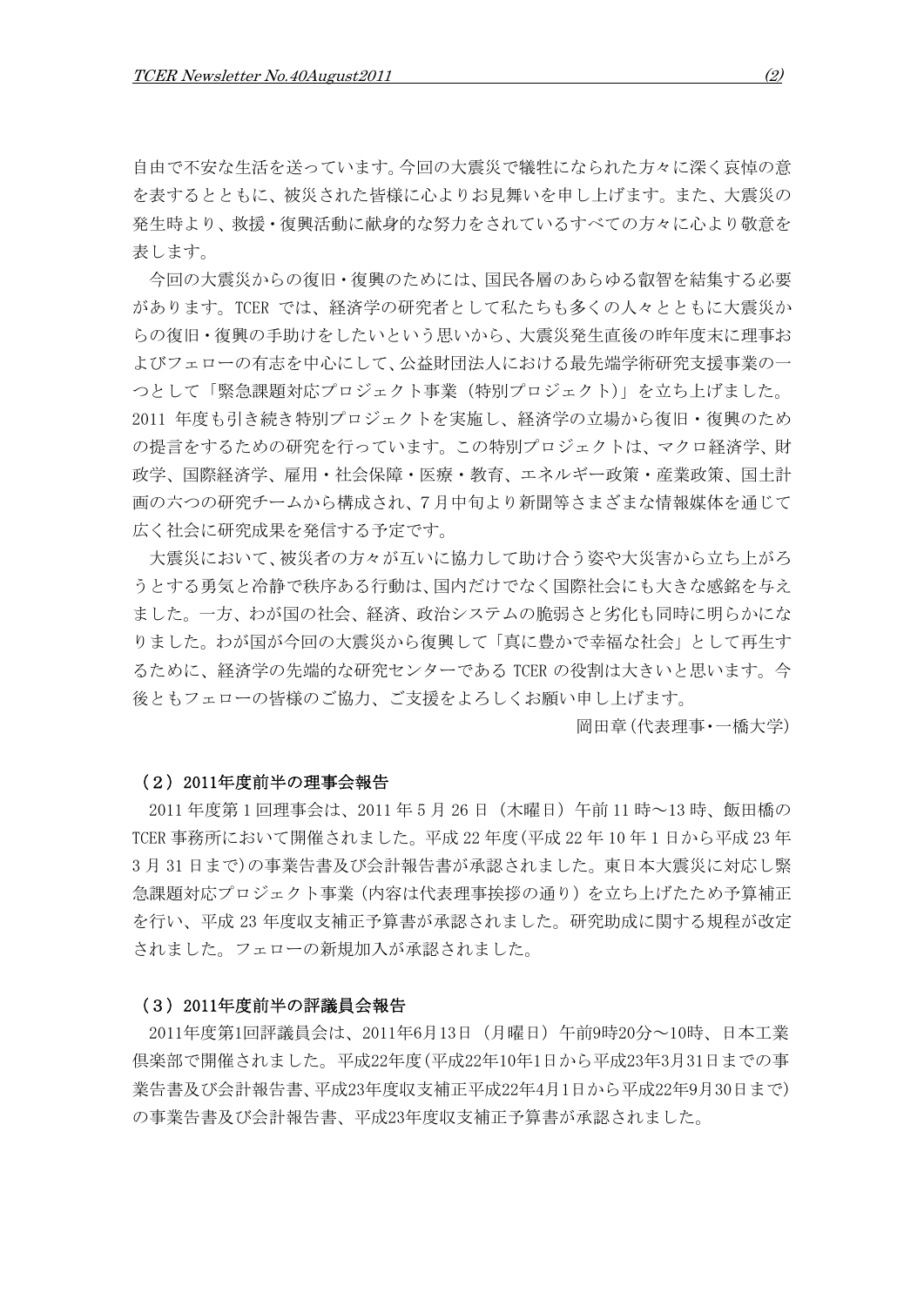自由で不安な生活を送っています。今回の大震災で犠牲になられた方々に深く哀悼の意を表するとともに、被災された皆様に心よりお見舞いを申し上げます。また、大震災の発生時より、救援・復興活動に献身的な努力をされているすべての方々に心より敬意を表します。

今回の大震災からの復旧・復興のためには、国民各層のあらゆる叡智を結集する必要があります。TCER では、経済学の研究者として私たちも多くの人々とともに大震災からの復旧・復興の手助けをしたいという思いから、大震災発生直後の昨年度末に理事およびフェローの有志を中心にして、公益財団法人における最先端学術研究支援事業の一つとして「緊急課題対応プロジェクト事業（特別プロジェクト）」を立ち上げました。2011 年度も引き続き特別プロジェクトを実施し、経済学の立場から復旧・復興のための提言をするための研究を行っています。この特別プロジェクトは、マクロ経済学、財政学、国際経済学、雇用・社会保障・医療・教育、エネルギー政策・産業政策、国土計画の六つの研究チームから構成され、7 月中旬より新聞等さまざまな情報媒体を通じて広く社会に研究成果を発信する予定です。

大震災において、被災者の方々が互いに協力して助け合う姿や大災害から立ち上がろうとする勇気と冷静で秩序ある行動は、国内だけでなく国際社会にも大きな感銘を与えました。一方、わが国の社会、経済、政治システムの脆弱さと劣化も同時に明らかになりました。わが国が今回の大震災から復興して「真に豊かで幸福な社会」として再生するために、経済学の先端的な研究センターである TCER の役割は大きいと思います。今後ともフェローの皆様のご協力、ご支援をよろしくお願い申し上げます。

岡田章（代表理事・一橋大学）

### （２）2011年度前半の理事会報告

2011 年度第 1 回理事会は、2011 年 5 月 26 日（木曜日）午前 11 時～13 時、飯田橋の TCER 事務所において開催されました。平成 22 年度（平成 22 年 10 年 1 日から平成 23 年 3 月 31 日まで）の事業告書及び会計報告書が承認されました。東日本大震災に対応し緊急課題対応プロジェクト事業（内容は代表理事挨拶の通り）を立ち上げたため予算補正を行い、平成 23 年度収支補正予算書が承認されました。研究助成に関する規程が改定されました。フェローの新規加入が承認されました。

### （３）2011年度前半の評議員会報告

2011年度第1回評議員会は、2011年6月13日（月曜日）午前9時20分～10時、日本工業倶楽部で開催されました。平成22年度（平成22年10月1日から平成23年3月31日までの事業告書及び会計報告書、平成23年度収支補正平成22年4月1日から平成22年9月30日まで）の事業告書及び会計報告書、平成23年度収支補正予算書が承認されました。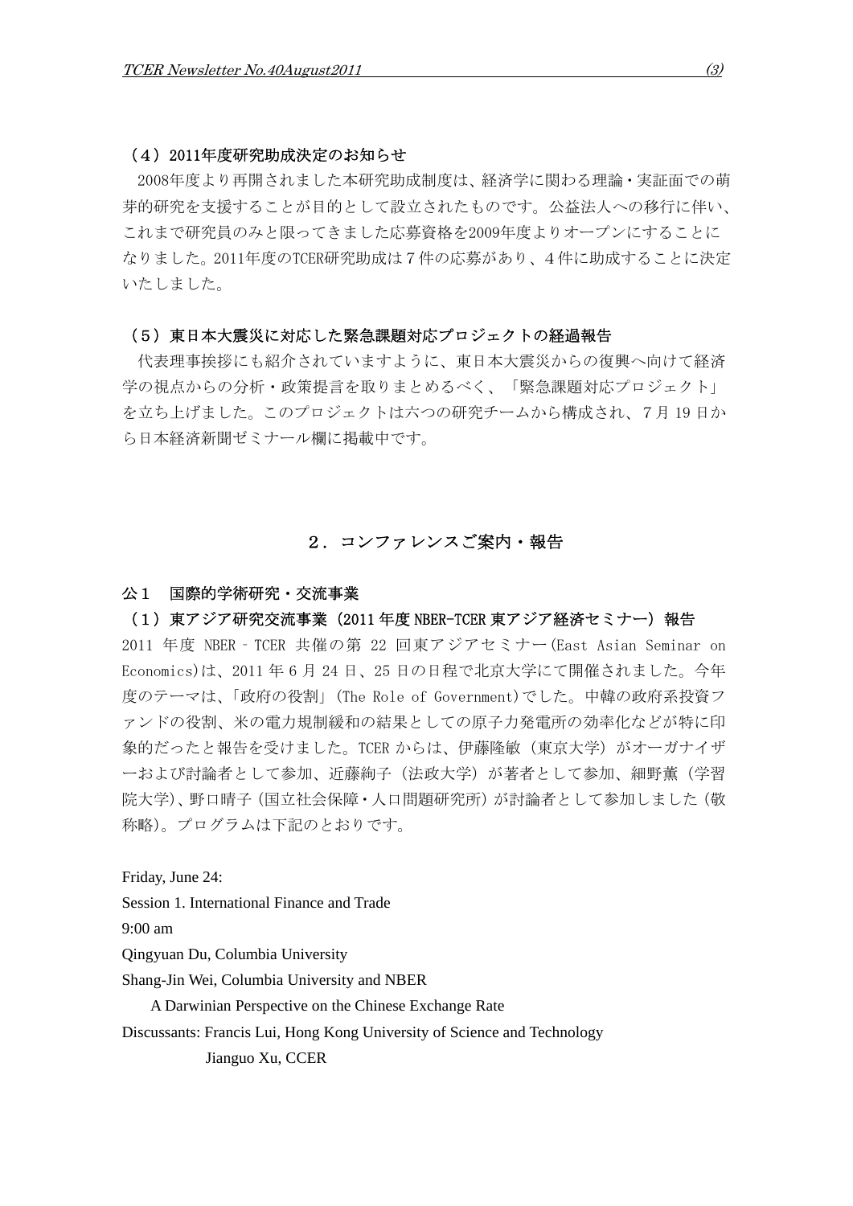### （４）2011年度研究助成決定のお知らせ

2008年度より再開されました本研究助成制度は、経済学に関わる理論・実証面での萌芽的研究を支援することが目的として設立されたものです。公益法人への移行に伴い、これまで研究員のみと限ってきました応募資格を2009年度よりオープンにすることになりました。2011年度のTCER研究助成は７件の応募があり、４件に助成することに決定いたしました。

### （５）東日本大震災に対応した緊急課題対応プロジェクトの経過報告

代表理事挨拶にも紹介されていますように、東日本大震災からの復興へ向けて経済学の視点からの分析・政策提言を取りまとめるべく、「緊急課題対応プロジェクト」を立ち上げました。このプロジェクトは六つの研究チームから構成され、７月 19 日から日本経済新聞ゼミナール欄に掲載中です。

## ２．コンファレンスご案内・報告

### 公１　国際的学術研究・交流事業

### （１）東アジア研究交流事業（2011 年度 NBER-TCER 東アジア経済セミナー）報告

2011 年度 NBER‐TCER 共催の第 22 回東アジアセミナー(East Asian Seminar on Economics)は、2011 年 6 月 24 日、25 日の日程で北京大学にて開催されました。今年度のテーマは、「政府の役割」(The Role of Government)でした。中韓の政府系投資ファンドの役割、米の電力規制緩和の結果としての原子力発電所の効率化などが特に印象的だったと報告を受けました。TCER からは、伊藤隆敏（東京大学）がオーガナイザーおよび討論者として参加、近藤絢子（法政大学）が著者として参加、細野薫（学習院大学)、野口晴子（国立社会保障・人口問題研究所）が討論者として参加しました（敬称略）。プログラムは下記のとおりです。

Friday, June 24:

Session 1. International Finance and Trade

9:00 am

Qingyuan Du, Columbia University

Shang-Jin Wei, Columbia University and NBER

A Darwinian Perspective on the Chinese Exchange Rate

Discussants: Francis Lui, Hong Kong University of Science and Technology

Jianguo Xu, CCER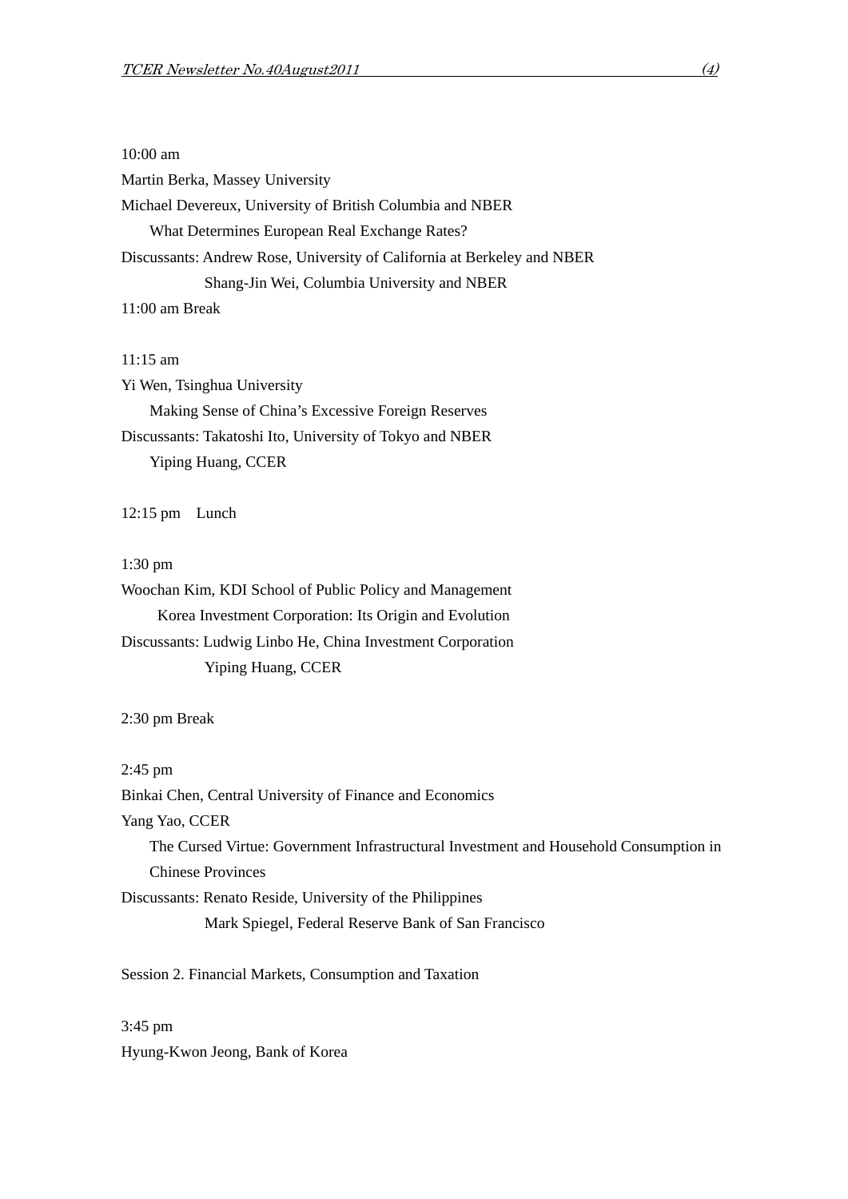10:00 am

Martin Berka, Massey University

Michael Devereux, University of British Columbia and NBER

What Determines European Real Exchange Rates?

Discussants: Andrew Rose, University of California at Berkeley and NBER

Shang-Jin Wei, Columbia University and NBER

11:00 am Break

11:15 am

Yi Wen, Tsinghua University

Making Sense of China's Excessive Foreign Reserves

Discussants: Takatoshi Ito, University of Tokyo and NBER

Yiping Huang, CCER

12:15 pm Lunch

1:30 pm

Woochan Kim, KDI School of Public Policy and Management

Korea Investment Corporation: Its Origin and Evolution

Discussants: Ludwig Linbo He, China Investment Corporation

Yiping Huang, CCER

2:30 pm Break

2:45 pm

Binkai Chen, Central University of Finance and Economics

Yang Yao, CCER

The Cursed Virtue: Government Infrastructural Investment and Household Consumption in Chinese Provinces

Discussants: Renato Reside, University of the Philippines

Mark Spiegel, Federal Reserve Bank of San Francisco

Session 2. Financial Markets, Consumption and Taxation

3:45 pm

Hyung-Kwon Jeong, Bank of Korea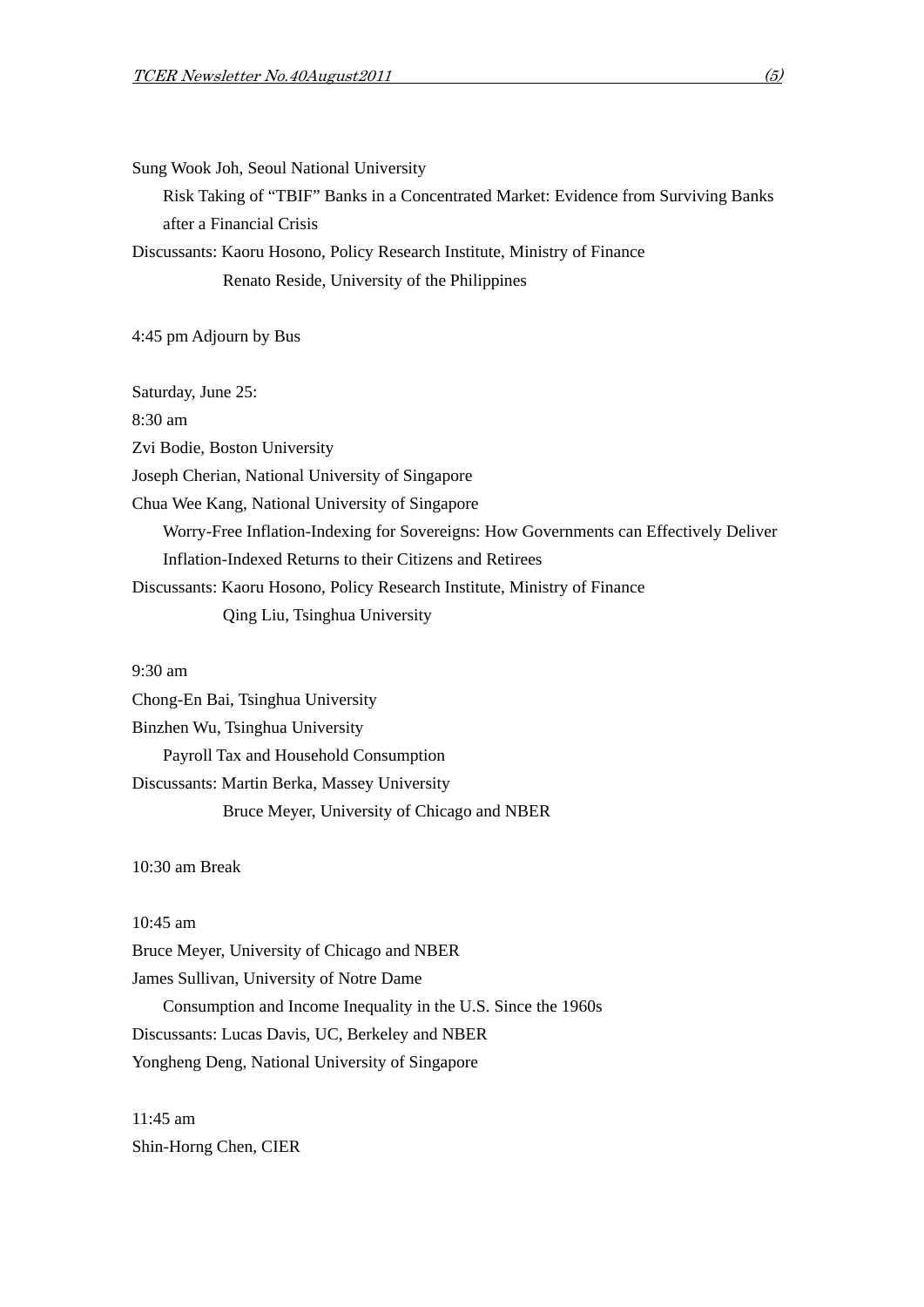Sung Wook Joh, Seoul National University

Risk Taking of "TBIF" Banks in a Concentrated Market: Evidence from Surviving Banks after a Financial Crisis

Discussants: Kaoru Hosono, Policy Research Institute, Ministry of Finance
Renato Reside, University of the Philippines

4:45 pm Adjourn by Bus

Saturday, June 25:

8:30 am

Zvi Bodie, Boston University

Joseph Cherian, National University of Singapore

Chua Wee Kang, National University of Singapore

Worry-Free Inflation-Indexing for Sovereigns: How Governments can Effectively Deliver Inflation-Indexed Returns to their Citizens and Retirees

Discussants: Kaoru Hosono, Policy Research Institute, Ministry of Finance
Qing Liu, Tsinghua University

9:30 am

Chong-En Bai, Tsinghua University

Binzhen Wu, Tsinghua University

Payroll Tax and Household Consumption

Discussants: Martin Berka, Massey University
Bruce Meyer, University of Chicago and NBER

10:30 am Break

10:45 am

Bruce Meyer, University of Chicago and NBER

James Sullivan, University of Notre Dame

Consumption and Income Inequality in the U.S. Since the 1960s

Discussants: Lucas Davis, UC, Berkeley and NBER

Yongheng Deng, National University of Singapore

11:45 am

Shin-Horng Chen, CIER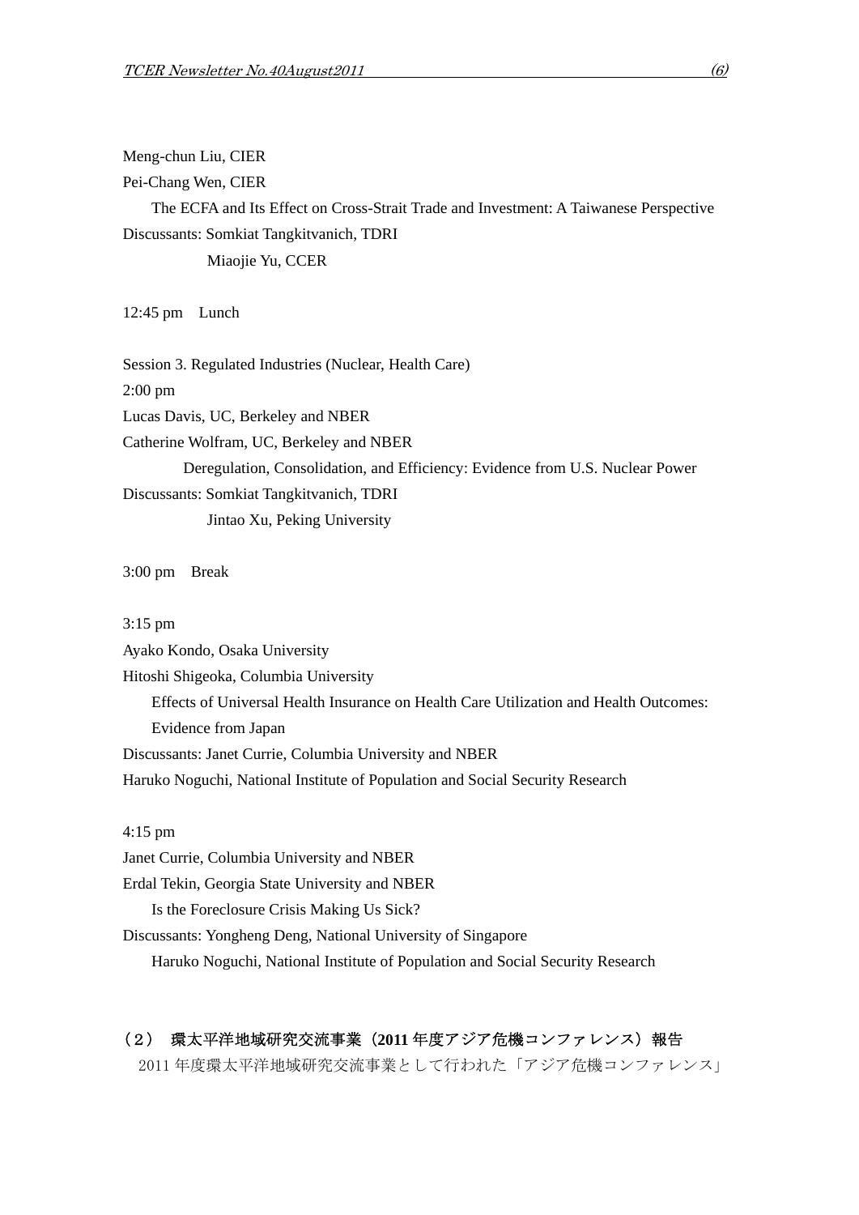Meng-chun Liu, CIER

Pei-Chang Wen, CIER

The ECFA and Its Effect on Cross-Strait Trade and Investment: A Taiwanese Perspective

Discussants: Somkiat Tangkitvanich, TDRI

Miaojie Yu, CCER

12:45 pm　Lunch

Session 3. Regulated Industries (Nuclear, Health Care)

2:00 pm

Lucas Davis, UC, Berkeley and NBER

Catherine Wolfram, UC, Berkeley and NBER

Deregulation, Consolidation, and Efficiency: Evidence from U.S. Nuclear Power

Discussants: Somkiat Tangkitvanich, TDRI

Jintao Xu, Peking University

3:00 pm　Break

3:15 pm

Ayako Kondo, Osaka University

Hitoshi Shigeoka, Columbia University

Effects of Universal Health Insurance on Health Care Utilization and Health Outcomes: Evidence from Japan

Discussants: Janet Currie, Columbia University and NBER

Haruko Noguchi, National Institute of Population and Social Security Research

4:15 pm

Janet Currie, Columbia University and NBER

Erdal Tekin, Georgia State University and NBER

Is the Foreclosure Crisis Making Us Sick?

Discussants: Yongheng Deng, National University of Singapore

Haruko Noguchi, National Institute of Population and Social Security Research

## （２）　環太平洋地域研究交流事業（2011 年度アジア危機コンファレンス）報告

2011 年度環太平洋地域研究交流事業として行われた「アジア危機コンファレンス」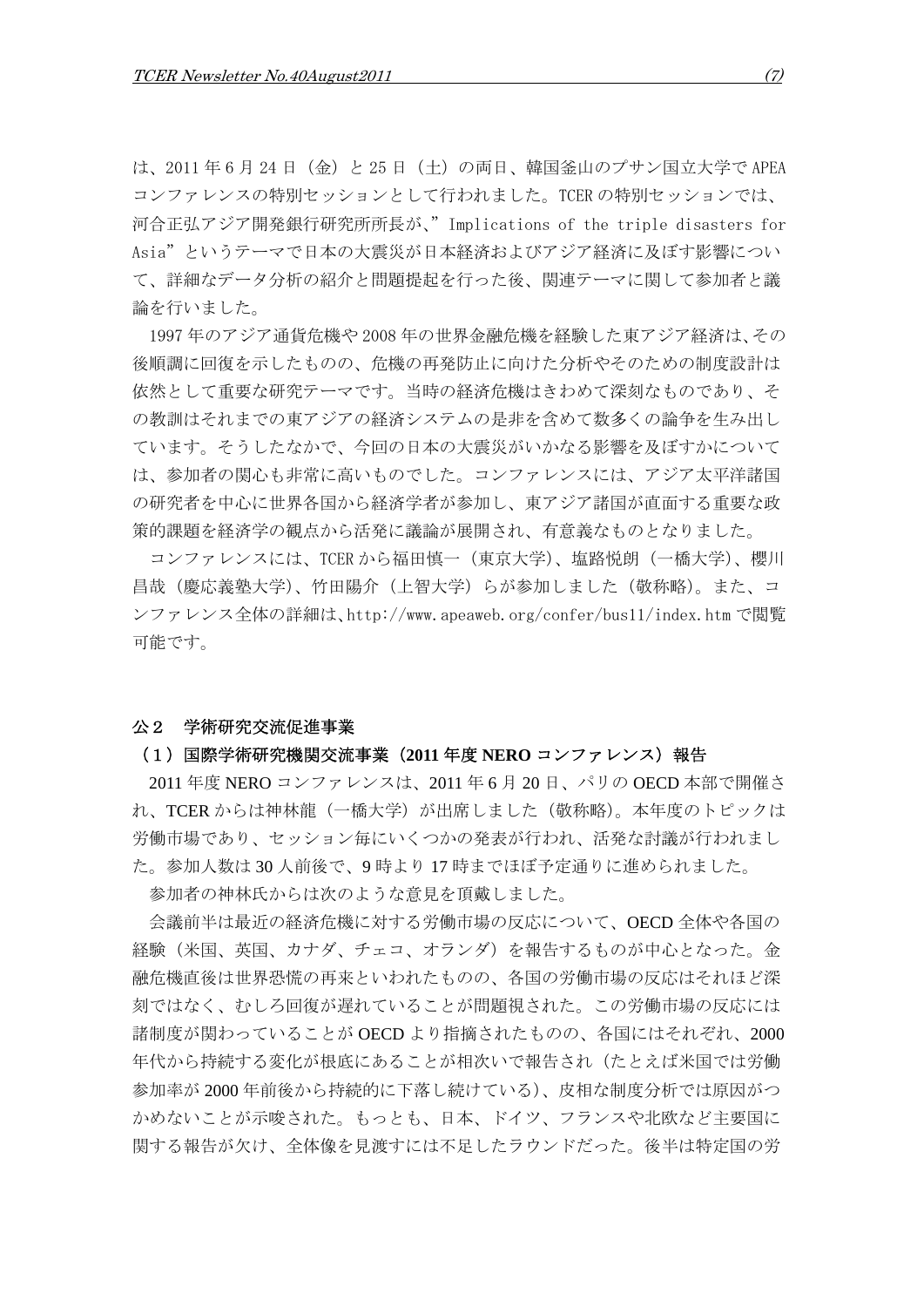は、2011 年 6 月 24 日（金）と 25 日（土）の両日、韓国釜山のプサン国立大学で APEA コンファレンスの特別セッションとして行われました。TCER の特別セッションでは、河合正弘アジア開発銀行研究所所長が、”Implications of the triple disasters for Asia”というテーマで日本の大震災が日本経済およびアジア経済に及ぼす影響について、詳細なデータ分析の紹介と問題提起を行った後、関連テーマに関して参加者と議論を行いました。

1997 年のアジア通貨危機や 2008 年の世界金融危機を経験した東アジア経済は、その後順調に回復を示したものの、危機の再発防止に向けた分析やそのための制度設計は依然として重要な研究テーマです。当時の経済危機はきわめて深刻なものであり、その教訓はそれまでの東アジアの経済システムの是非を含めて数多くの論争を生み出しています。そうしたなかで、今回の日本の大震災がいかなる影響を及ぼすかについては、参加者の関心も非常に高いものでした。コンファレンスには、アジア太平洋諸国の研究者を中心に世界各国から経済学者が参加し、東アジア諸国が直面する重要な政策的課題を経済学の観点から活発に議論が展開され、有意義なものとなりました。

コンファレンスには、TCER から福田慎一（東京大学）、塩路悦朗（一橋大学）、櫻川昌哉（慶応義塾大学）、竹田陽介（上智大学）らが参加しました（敬称略）。また、コンファレンス全体の詳細は、http://www.apeaweb.org/confer/bus11/index.htm で閲覧可能です。

## 公２　学術研究交流促進事業

### （１）国際学術研究機関交流事業（2011 年度 NERO コンファレンス）報告

2011 年度 NERO コンファレンスは、2011 年 6 月 20 日、パリの OECD 本部で開催され、TCER からは神林龍（一橋大学）が出席しました（敬称略）。本年度のトピックは労働市場であり、セッション毎にいくつかの発表が行われ、活発な討議が行われました。参加人数は 30 人前後で、9 時より 17 時までほぼ予定通りに進められました。

参加者の神林氏からは次のような意見を頂戴しました。

会議前半は最近の経済危機に対する労働市場の反応について、OECD 全体や各国の経験（米国、英国、カナダ、チェコ、オランダ）を報告するものが中心となった。金融危機直後は世界恐慌の再来といわれたものの、各国の労働市場の反応はそれほど深刻ではなく、むしろ回復が遅れていることが問題視された。この労働市場の反応には諸制度が関わっていることが OECD より指摘されたものの、各国にはそれぞれ、2000 年代から持続する変化が根底にあることが相次いで報告され（たとえば米国では労働参加率が 2000 年前後から持続的に下落し続けている）、皮相な制度分析では原因がつかめないことが示唆された。もっとも、日本、ドイツ、フランスや北欧など主要国に関する報告が欠け、全体像を見渡すには不足したラウンドだった。後半は特定国の労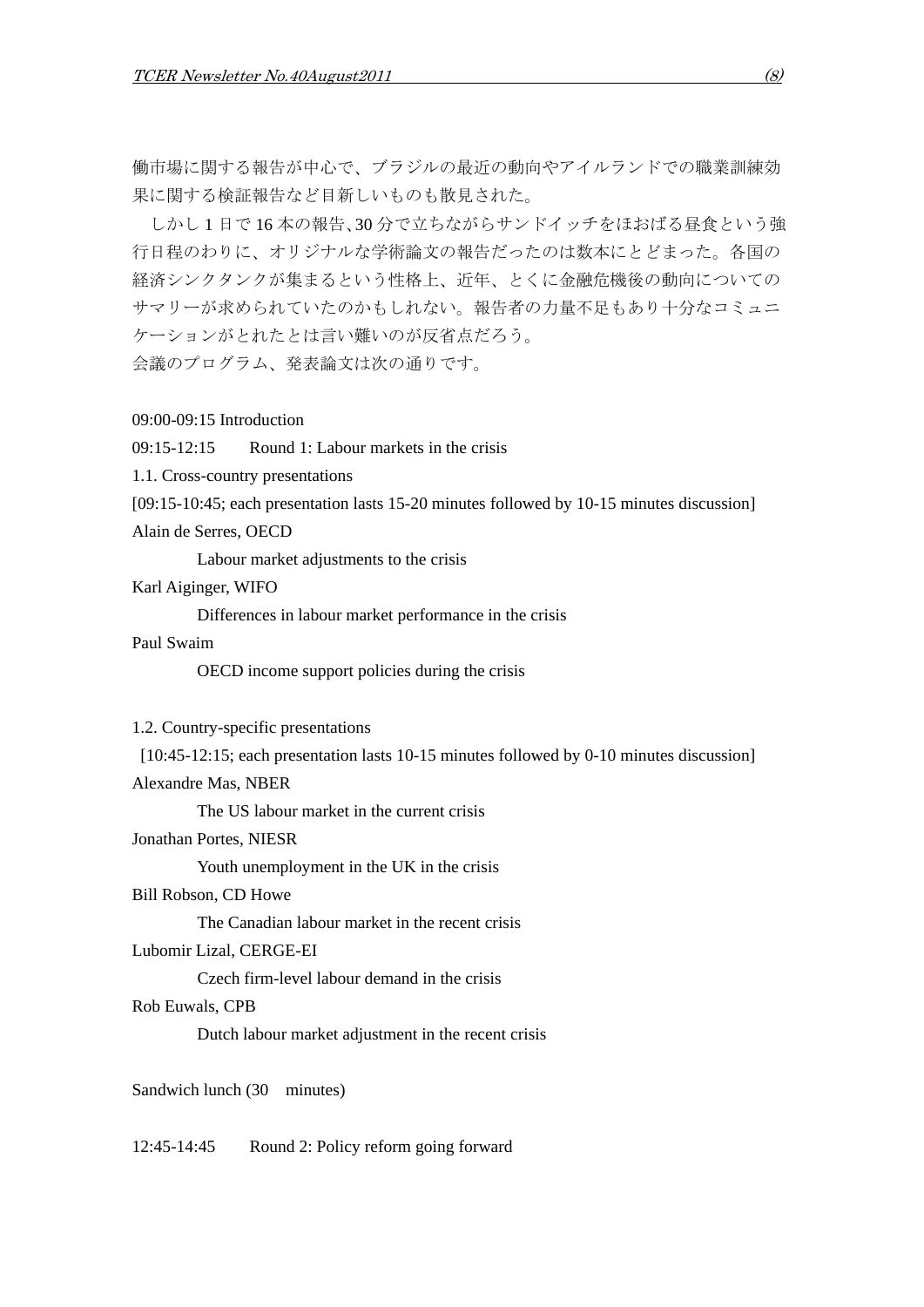働市場に関する報告が中心で、ブラジルの最近の動向やアイルランドでの職業訓練効果に関する検証報告など目新しいものも散見された。

しかし 1 日で 16 本の報告、30 分で立ちながらサンドイッチをほおばる昼食という強行日程のわりに、オリジナルな学術論文の報告だったのは数本にとどまった。各国の経済シンクタンクが集まるという性格上、近年、とくに金融危機後の動向についてのサマリーが求められていたのかもしれない。報告者の力量不足もあり十分なコミュニケーションがとれたとは言い難いのが反省点だろう。

会議のプログラム、発表論文は次の通りです。

09:00-09:15 Introduction

09:15-12:15　Round 1: Labour markets in the crisis

1.1. Cross-country presentations

[09:15-10:45; each presentation lasts 15-20 minutes followed by 10-15 minutes discussion]

Alain de Serres, OECD

　　Labour market adjustments to the crisis

Karl Aiginger, WIFO

　　Differences in labour market performance in the crisis

Paul Swaim

　　OECD income support policies during the crisis

1.2. Country-specific presentations

[10:45-12:15; each presentation lasts 10-15 minutes followed by 0-10 minutes discussion]

Alexandre Mas, NBER

　　The US labour market in the current crisis

Jonathan Portes, NIESR

　　Youth unemployment in the UK in the crisis

Bill Robson, CD Howe

　　The Canadian labour market in the recent crisis

Lubomir Lizal, CERGE-EI

　　Czech firm-level labour demand in the crisis

Rob Euwals, CPB

　　Dutch labour market adjustment in the recent crisis

Sandwich lunch (30　minutes)

12:45-14:45　Round 2: Policy reform going forward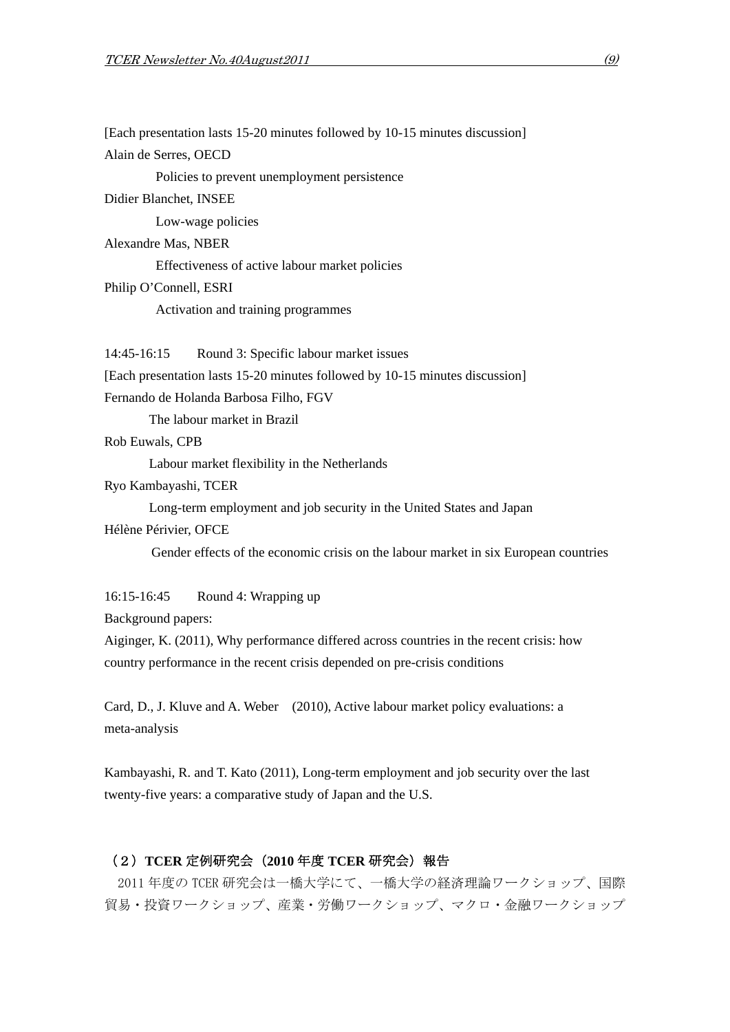[Each presentation lasts 15-20 minutes followed by 10-15 minutes discussion]

Alain de Serres, OECD

Policies to prevent unemployment persistence

Didier Blanchet, INSEE

Low-wage policies

Alexandre Mas, NBER

Effectiveness of active labour market policies

Philip O'Connell, ESRI

Activation and training programmes

14:45-16:15　Round 3: Specific labour market issues

[Each presentation lasts 15-20 minutes followed by 10-15 minutes discussion]

Fernando de Holanda Barbosa Filho, FGV

The labour market in Brazil

Rob Euwals, CPB

Labour market flexibility in the Netherlands

Ryo Kambayashi, TCER

Long-term employment and job security in the United States and Japan

Hélène Périvier, OFCE

Gender effects of the economic crisis on the labour market in six European countries

16:15-16:45　Round 4: Wrapping up

Background papers:

Aiginger, K. (2011), Why performance differed across countries in the recent crisis: how country performance in the recent crisis depended on pre-crisis conditions

Card, D., J. Kluve and A. Weber　(2010), Active labour market policy evaluations: a meta-analysis

Kambayashi, R. and T. Kato (2011), Long-term employment and job security over the last twenty-five years: a comparative study of Japan and the U.S.

### （２）TCER 定例研究会（2010 年度 TCER 研究会）報告

2011 年度の TCER 研究会は一橋大学にて、一橋大学の経済理論ワークショップ、国際貿易・投資ワークショップ、産業・労働ワークショップ、マクロ・金融ワークショップ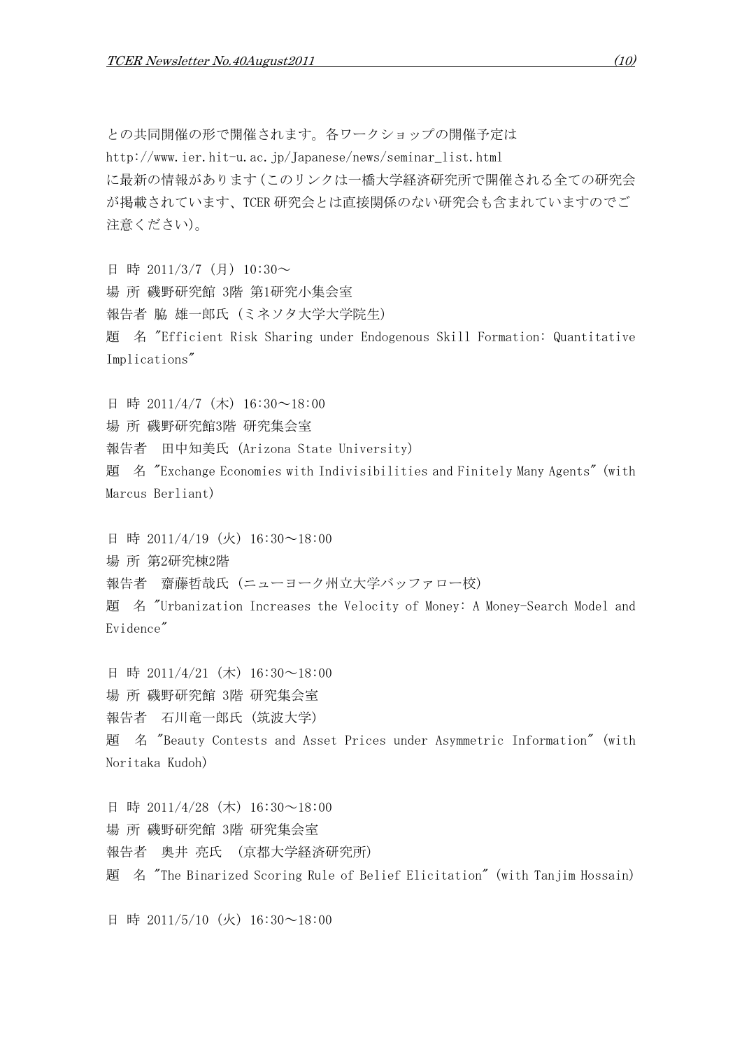との共同開催の形で開催されます。各ワークショップの開催予定は
http://www.ier.hit-u.ac.jp/Japanese/news/seminar_list.html
に最新の情報があります(このリンクは一橋大学経済研究所で開催される全ての研究会が掲載されています、TCER 研究会とは直接関係のない研究会も含まれていますのでご注意ください)。

日 時 2011/3/7 (月) 10:30～
場 所 磯野研究館 3階 第1研究小集会室
報告者 脇 雄一郎氏 (ミネソタ大学大学院生)
題　名 "Efficient Risk Sharing under Endogenous Skill Formation: Quantitative Implications"

日 時 2011/4/7 (木) 16:30～18:00
場 所 磯野研究館3階 研究集会室
報告者　田中知美氏 (Arizona State University)
題　名 "Exchange Economies with Indivisibilities and Finitely Many Agents" (with Marcus Berliant)

日 時 2011/4/19 (火) 16:30～18:00
場 所 第2研究棟2階
報告者　齋藤哲哉氏 (ニューヨーク州立大学バッファロー校)
題　名 "Urbanization Increases the Velocity of Money: A Money-Search Model and Evidence"

日 時 2011/4/21 (木) 16:30～18:00
場 所 磯野研究館 3階 研究集会室
報告者　石川竜一郎氏 (筑波大学)
題　名 "Beauty Contests and Asset Prices under Asymmetric Information" (with Noritaka Kudoh)

日 時 2011/4/28 (木) 16:30～18:00
場 所 磯野研究館 3階 研究集会室
報告者　奥井 亮氏　(京都大学経済研究所)
題　名 "The Binarized Scoring Rule of Belief Elicitation" (with Tanjim Hossain)

日 時 2011/5/10 (火) 16:30～18:00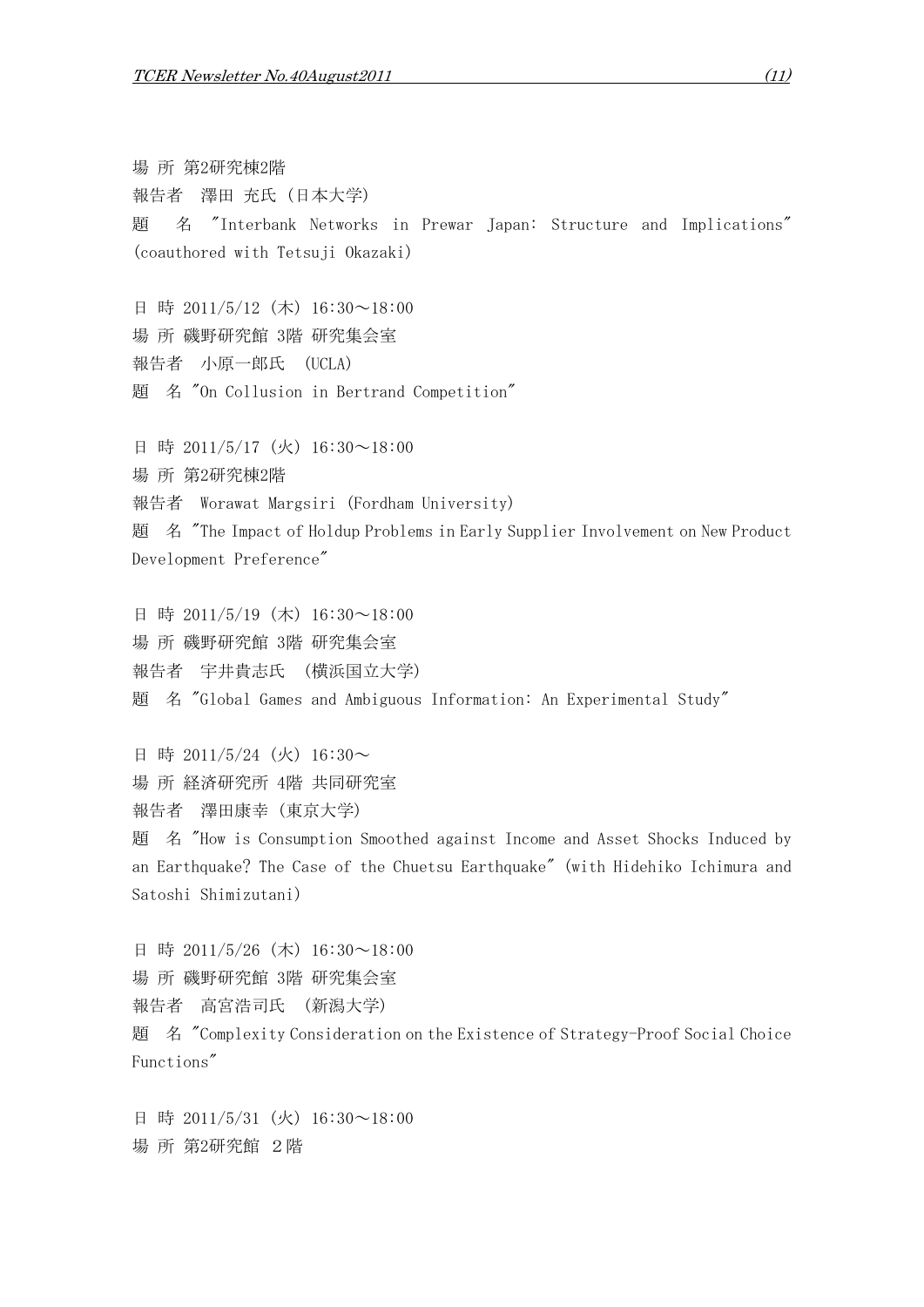場 所 第2研究棟2階
報告者 澤田 充氏（日本大学）
題 名 "Interbank Networks in Prewar Japan: Structure and Implications" (coauthored with Tetsuji Okazaki)

日 時 2011/5/12（木）16:30～18:00
場 所 磯野研究館 3階 研究集会室
報告者 小原一郎氏 (UCLA)
題 名 "On Collusion in Bertrand Competition"

日 時 2011/5/17（火）16:30～18:00
場 所 第2研究棟2階
報告者 Worawat Margsiri (Fordham University)
題 名 "The Impact of Holdup Problems in Early Supplier Involvement on New Product Development Preference"

日 時 2011/5/19（木）16:30～18:00
場 所 磯野研究館 3階 研究集会室
報告者 宇井貴志氏 (横浜国立大学)
題 名 "Global Games and Ambiguous Information: An Experimental Study"

日 時 2011/5/24（火）16:30～
場 所 経済研究所 4階 共同研究室
報告者 澤田康幸（東京大学）
題 名 "How is Consumption Smoothed against Income and Asset Shocks Induced by an Earthquake? The Case of the Chuetsu Earthquake" (with Hidehiko Ichimura and Satoshi Shimizutani)

日 時 2011/5/26（木）16:30～18:00
場 所 磯野研究館 3階 研究集会室
報告者 高宮浩司氏 (新潟大学)
題 名 "Complexity Consideration on the Existence of Strategy-Proof Social Choice Functions"

日 時 2011/5/31（火）16:30～18:00
場 所 第2研究館 2階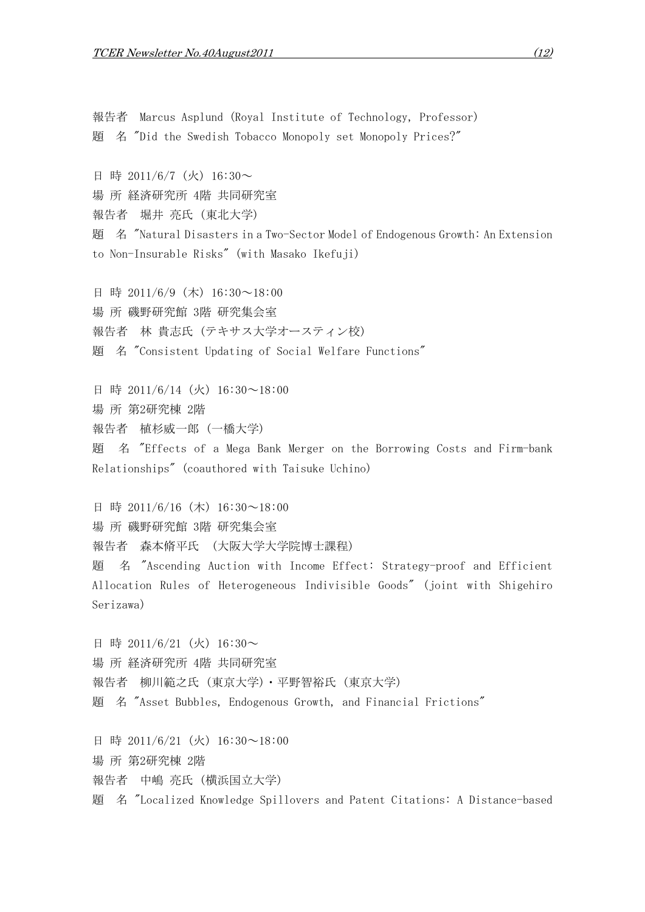報告者　Marcus Asplund (Royal Institute of Technology, Professor)
題　名 "Did the Swedish Tobacco Monopoly set Monopoly Prices?"

日 時 2011/6/7 (火) 16:30～
場 所 経済研究所 4階 共同研究室
報告者　堀井 亮氏 (東北大学)
題　名 "Natural Disasters in a Two-Sector Model of Endogenous Growth: An Extension to Non-Insurable Risks" (with Masako Ikefuji)

日 時 2011/6/9 (木) 16:30～18:00
場 所 磯野研究館 3階 研究集会室
報告者　林 貴志氏 (テキサス大学オースティン校)
題　名 "Consistent Updating of Social Welfare Functions"

日 時 2011/6/14 (火) 16:30～18:00
場 所 第2研究棟 2階
報告者　植杉威一郎 (一橋大学)
題　名 "Effects of a Mega Bank Merger on the Borrowing Costs and Firm-bank Relationships" (coauthored with Taisuke Uchino)

日 時 2011/6/16 (木) 16:30～18:00
場 所 磯野研究館 3階 研究集会室
報告者　森本脩平氏 (大阪大学大学院博士課程)
題　名 "Ascending Auction with Income Effect: Strategy-proof and Efficient Allocation Rules of Heterogeneous Indivisible Goods" (joint with Shigehiro Serizawa)

日 時 2011/6/21 (火) 16:30～
場 所 経済研究所 4階 共同研究室
報告者　柳川範之氏 (東京大学)・平野智裕氏 (東京大学)
題　名 "Asset Bubbles, Endogenous Growth, and Financial Frictions"

日 時 2011/6/21 (火) 16:30～18:00
場 所 第2研究棟 2階
報告者　中嶋 亮氏 (横浜国立大学)
題　名 "Localized Knowledge Spillovers and Patent Citations: A Distance-based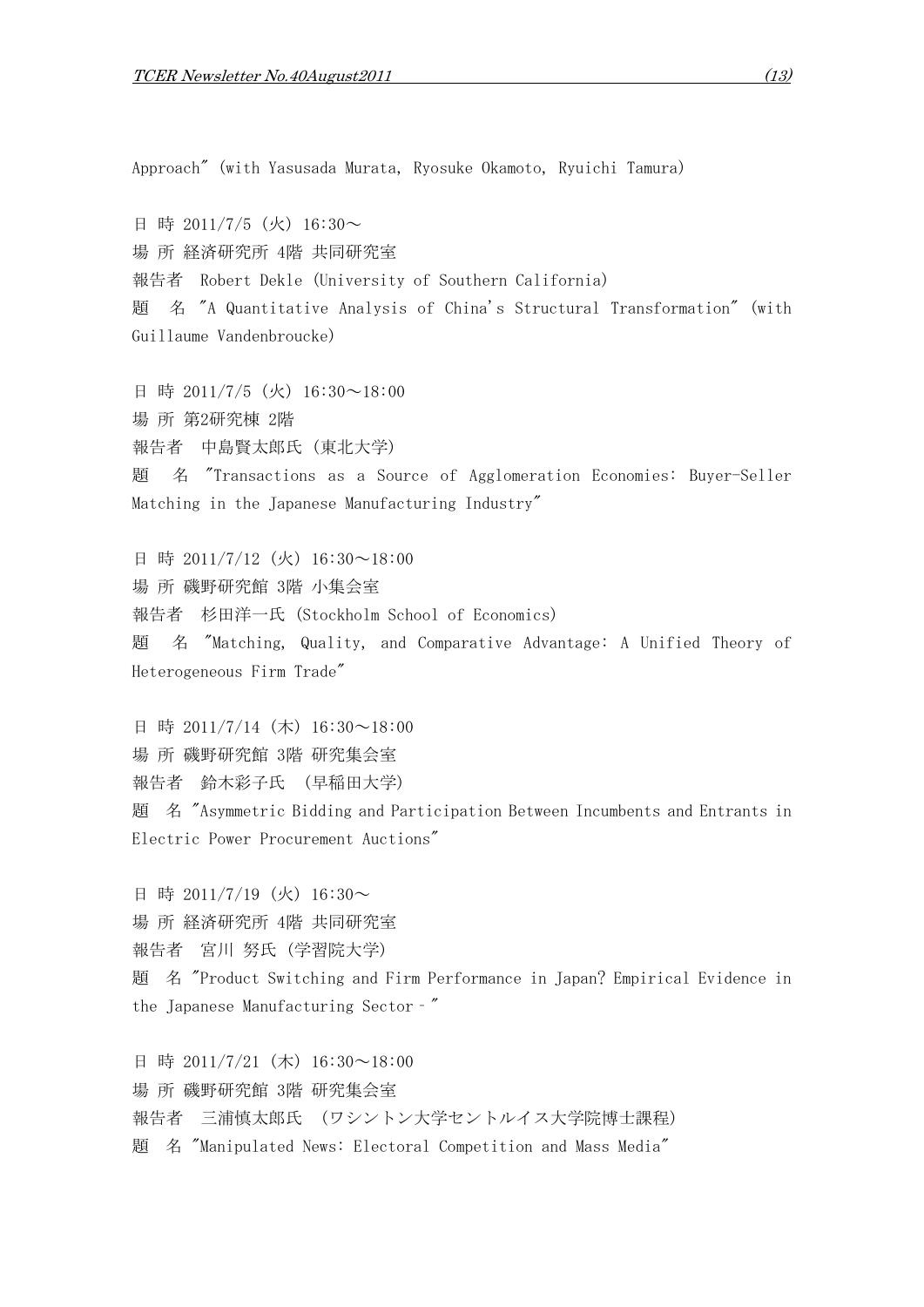Approach" (with Yasusada Murata, Ryosuke Okamoto, Ryuichi Tamura)

日 時 2011/7/5（火）16:30～
場 所 経済研究所 4階 共同研究室
報告者　Robert Dekle (University of Southern California)
題　名 "A Quantitative Analysis of China's Structural Transformation" (with Guillaume Vandenbroucke)

日 時 2011/7/5（火）16:30～18:00
場 所 第2研究棟 2階
報告者　中島賢太郎氏 (東北大学)
題　名 "Transactions as a Source of Agglomeration Economies: Buyer-Seller Matching in the Japanese Manufacturing Industry"

日 時 2011/7/12（火）16:30～18:00
場 所 磯野研究館 3階 小集会室
報告者　杉田洋一氏 (Stockholm School of Economics)
題　名 "Matching, Quality, and Comparative Advantage: A Unified Theory of Heterogeneous Firm Trade"

日 時 2011/7/14（木）16:30～18:00
場 所 磯野研究館 3階 研究集会室
報告者　鈴木彩子氏　(早稲田大学)
題　名 "Asymmetric Bidding and Participation Between Incumbents and Entrants in Electric Power Procurement Auctions"

日 時 2011/7/19（火）16:30～
場 所 経済研究所 4階 共同研究室
報告者　宮川 努氏 (学習院大学)
題　名 "Product Switching and Firm Performance in Japan? Empirical Evidence in the Japanese Manufacturing Sector－"

日 時 2011/7/21（木）16:30～18:00
場 所 磯野研究館 3階 研究集会室
報告者　三浦慎太郎氏　(ワシントン大学セントルイス大学院博士課程)
題　名 "Manipulated News: Electoral Competition and Mass Media"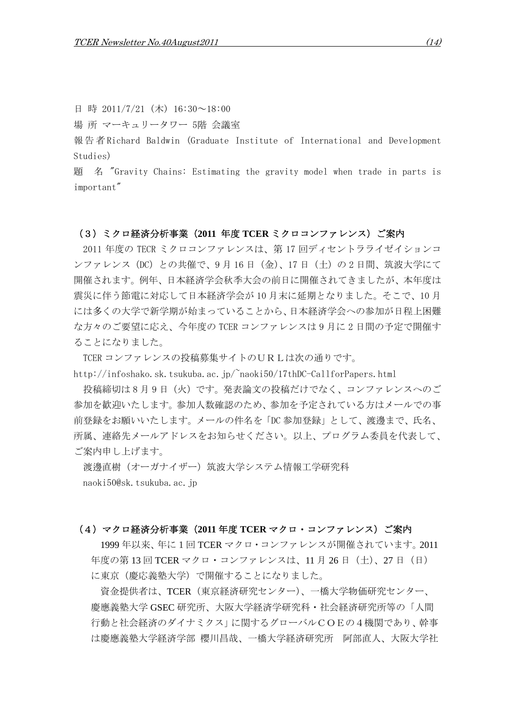日 時 2011/7/21（木）16:30～18:00

場 所 マーキュリータワー 5階 会議室

報告者 Richard Baldwin (Graduate Institute of International and Development Studies)

題 名 "Gravity Chains: Estimating the gravity model when trade in parts is important"

### （３）ミクロ経済分析事業（2011 年度 TCER ミクロコンファレンス）ご案内

2011 年度の TECR ミクロコンファレンスは、第 17 回ディセントラライゼイションコンファレンス（DC）との共催で、9 月 16 日（金）、17 日（土）の 2 日間、筑波大学にて開催されます。例年、日本経済学会秋季大会の前日に開催されてきましたが、本年度は震災に伴う節電に対応して日本経済学会が 10 月末に延期となりました。そこで、10 月には多くの大学で新学期が始まっていることから、日本経済学会への参加が日程上困難な方々のご要望に応え、今年度の TCER コンファレンスは 9 月に 2 日間の予定で開催することになりました。

TCER コンファレンスの投稿募集サイトのＵＲＬは次の通りです。

http://infoshako.sk.tsukuba.ac.jp/~naoki50/17thDC-CallforPapers.html

投稿締切は 8 月 9 日（火）です。発表論文の投稿だけでなく、コンファレンスへのご参加を歓迎いたします。参加人数確認のため、参加を予定されている方はメールでの事前登録をお願いいたします。メールの件名を「DC 参加登録」として、渡邊まで、氏名、所属、連絡先メールアドレスをお知らせください。以上、プログラム委員を代表して、ご案内申し上げます。

渡邊直樹（オーガナイザー）筑波大学システム情報工学研究科

naoki50@sk.tsukuba.ac.jp

### （４）マクロ経済分析事業（2011 年度 TCER マクロ・コンファレンス）ご案内

1999 年以来、年に 1 回 TCER マクロ・コンファレンスが開催されています。2011 年度の第 13 回 TCER マクロ・コンファレンスは、11 月 26 日（土）、27 日（日）に東京（慶応義塾大学）で開催することになりました。

資金提供者は、TCER（東京経済研究センター）、一橋大学物価研究センター、慶應義塾大学 GSEC 研究所、大阪大学経済学研究科・社会経済研究所等の「人間行動と社会経済のダイナミクス」に関するグローバルＣＯＥの４機関であり、幹事は慶應義塾大学経済学部 櫻川昌哉、一橋大学経済研究所　阿部直人、大阪大学社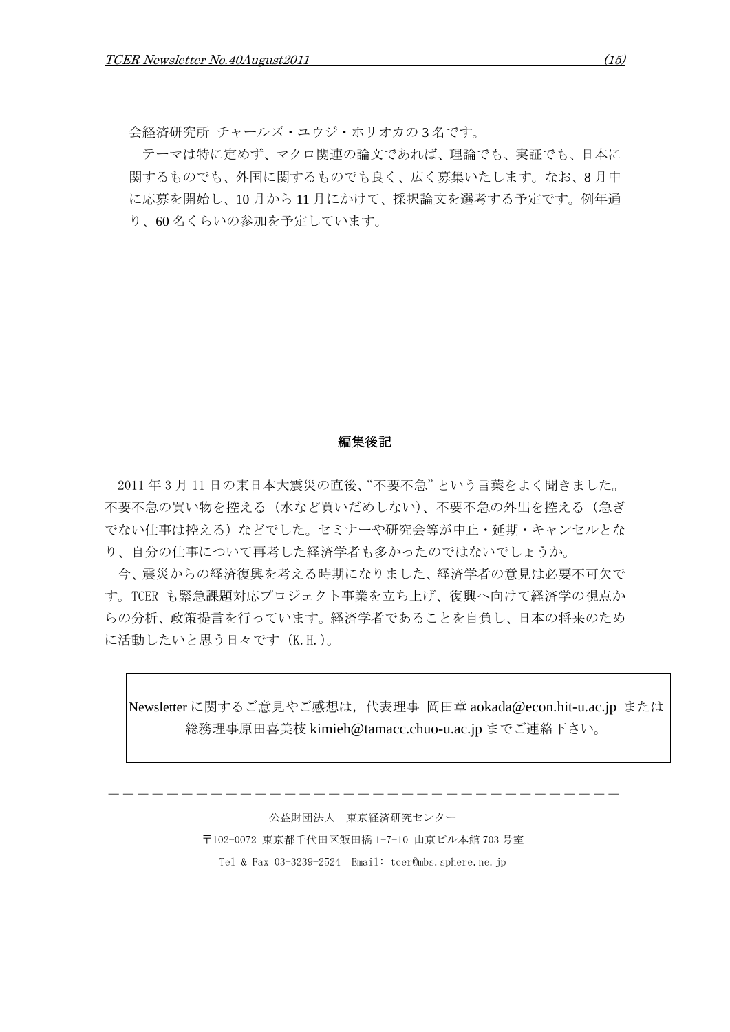会経済研究所 チャールズ・ユウジ・ホリオカの 3 名です。

テーマは特に定めず、マクロ関連の論文であれば、理論でも、実証でも、日本に関するものでも、外国に関するものでも良く、広く募集いたします。なお、8 月中に応募を開始し、10 月から 11 月にかけて、採択論文を選考する予定です。例年通り、60 名くらいの参加を予定しています。

## 編集後記

2011 年 3 月 11 日の東日本大震災の直後、“不要不急”という言葉をよく聞きました。不要不急の買い物を控える（水など買いだめしない）、不要不急の外出を控える（急ぎでない仕事は控える）などでした。セミナーや研究会等が中止・延期・キャンセルとなり、自分の仕事について再考した経済学者も多かったのではないでしょうか。

今、震災からの経済復興を考える時期になりました、経済学者の意見は必要不可欠です。TCER も緊急課題対応プロジェクト事業を立ち上げ、復興へ向けて経済学の視点からの分析、政策提言を行っています。経済学者であることを自負し、日本の将来のために活動したいと思う日々です（K.H.）。

Newsletter に関するご意見やご感想は，代表理事 岡田章 aokada@econ.hit-u.ac.jp または総務理事原田喜美枝 kimieh@tamacc.chuo-u.ac.jp までご連絡下さい。

＝＝＝＝＝＝＝＝＝＝＝＝＝＝＝＝＝＝＝＝＝＝＝＝＝＝＝＝＝＝＝＝＝＝＝

公益財団法人 東京経済研究センター

〒102-0072 東京都千代田区飯田橋 1-7-10 山京ビル本館 703 号室

Tel & Fax 03-3239-2524 Email: tcer@mbs.sphere.ne.jp